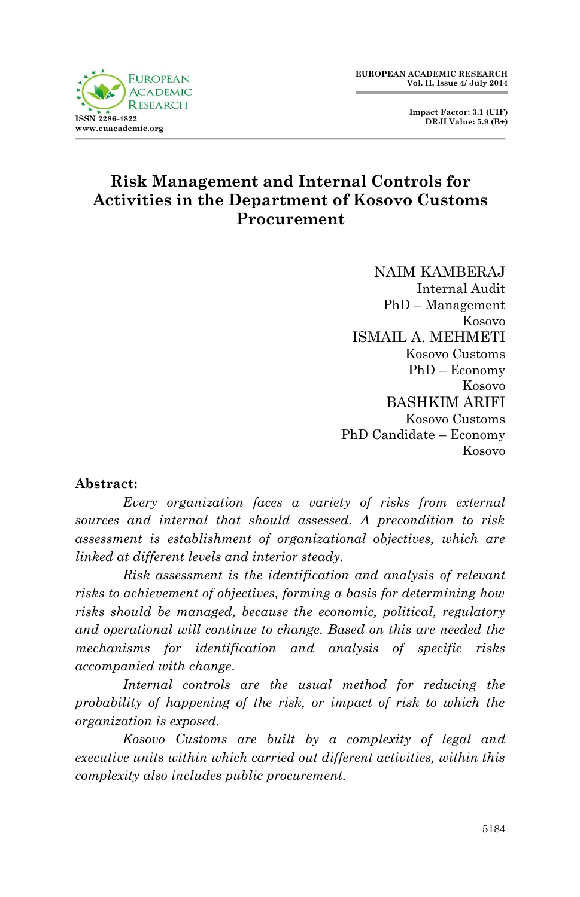# Risk Management and Internal Controls for Activities in the Department of Kosovo Customs Procurement

NAIM KAMBERAJ
Internal Audit
PhD – Management
Kosovo

ISMAIL A. MEHMETI
Kosovo Customs
PhD – Economy
Kosovo

BASHKIM ARIFI
Kosovo Customs
PhD Candidate – Economy
Kosovo

**Abstract:**

*Every organization faces a variety of risks from external sources and internal that should assessed. A precondition to risk assessment is establishment of organizational objectives, which are linked at different levels and interior steady.*

*Risk assessment is the identification and analysis of relevant risks to achievement of objectives, forming a basis for determining how risks should be managed, because the economic, political, regulatory and operational will continue to change. Based on this are needed the mechanisms for identification and analysis of specific risks accompanied with change.*

*Internal controls are the usual method for reducing the probability of happening of the risk, or impact of risk to which the organization is exposed.*

*Kosovo Customs are built by a complexity of legal and executive units within which carried out different activities, within this complexity also includes public procurement.*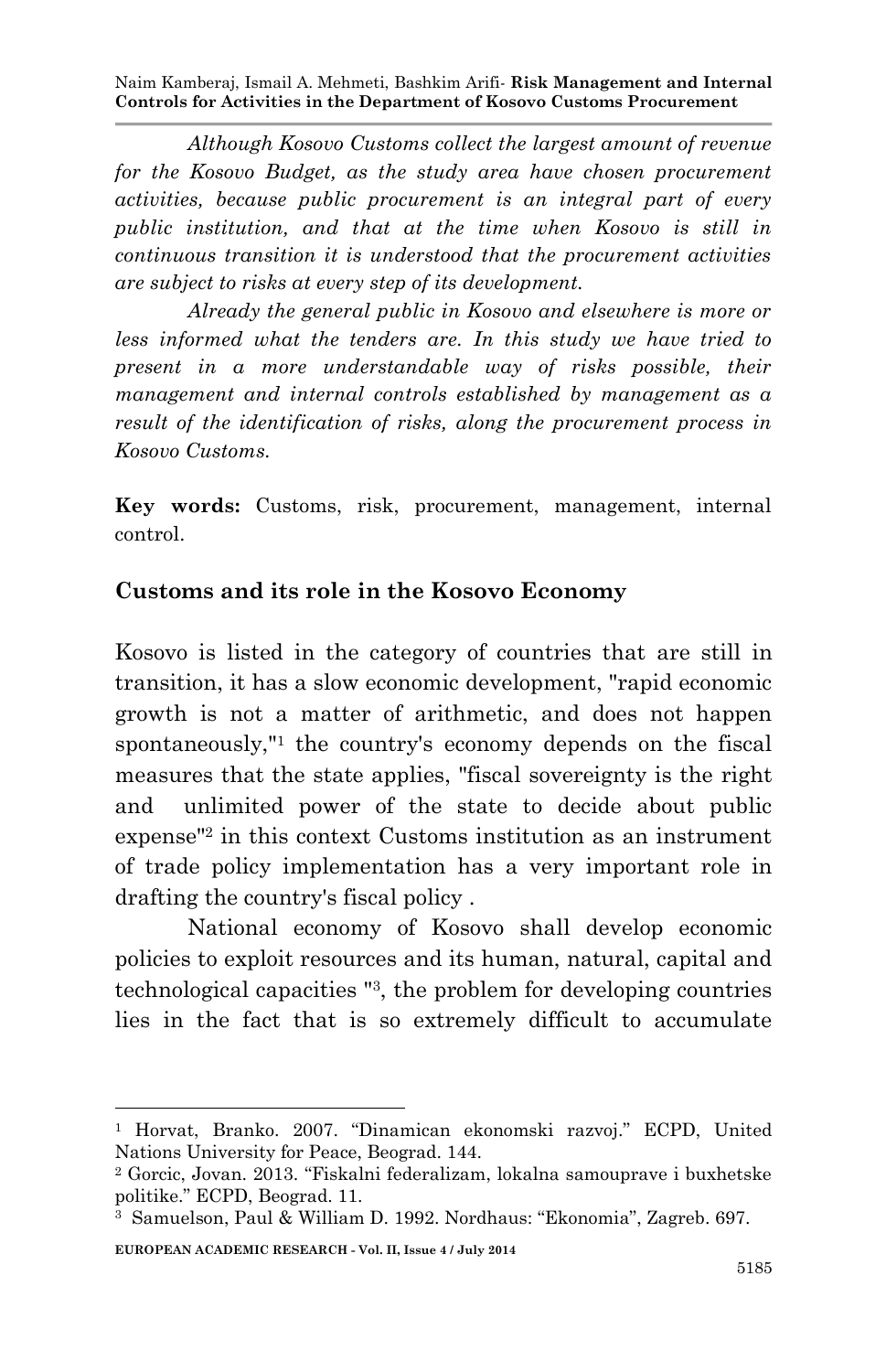*Although Kosovo Customs collect the largest amount of revenue for the Kosovo Budget, as the study area have chosen procurement activities, because public procurement is an integral part of every public institution, and that at the time when Kosovo is still in continuous transition it is understood that the procurement activities are subject to risks at every step of its development.*

*Already the general public in Kosovo and elsewhere is more or less informed what the tenders are. In this study we have tried to present in a more understandable way of risks possible, their management and internal controls established by management as a result of the identification of risks, along the procurement process in Kosovo Customs.*

**Key words:** Customs, risk, procurement, management, internal control.

## Customs and its role in the Kosovo Economy

Kosovo is listed in the category of countries that are still in transition, it has a slow economic development, "rapid economic growth is not a matter of arithmetic, and does not happen spontaneously,"[1] the country's economy depends on the fiscal measures that the state applies, "fiscal sovereignty is the right and unlimited power of the state to decide about public expense"[2] in this context Customs institution as an instrument of trade policy implementation has a very important role in drafting the country's fiscal policy .

National economy of Kosovo shall develop economic policies to exploit resources and its human, natural, capital and technological capacities "[3], the problem for developing countries lies in the fact that is so extremely difficult to accumulate

---

[1] Horvat, Branko. 2007. "Dinamican ekonomski razvoj." ECPD, United Nations University for Peace, Beograd. 144.

[2] Gorcic, Jovan. 2013. "Fiskalni federalizam, lokalna samouprave i buxhetske politike." ECPD, Beograd. 11.

[3] Samuelson, Paul & William D. 1992. Nordhaus: "Ekonomia", Zagreb. 697.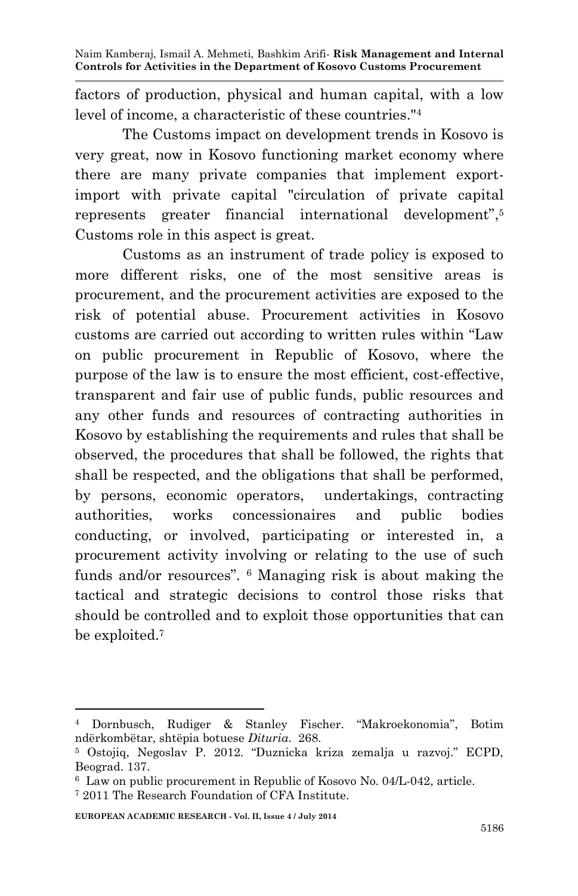factors of production, physical and human capital, with a low level of income, a characteristic of these countries."[4]

The Customs impact on development trends in Kosovo is very great, now in Kosovo functioning market economy where there are many private companies that implement export-import with private capital "circulation of private capital represents greater financial international development",[5] Customs role in this aspect is great.

Customs as an instrument of trade policy is exposed to more different risks, one of the most sensitive areas is procurement, and the procurement activities are exposed to the risk of potential abuse. Procurement activities in Kosovo customs are carried out according to written rules within "Law on public procurement in Republic of Kosovo, where the purpose of the law is to ensure the most efficient, cost-effective, transparent and fair use of public funds, public resources and any other funds and resources of contracting authorities in Kosovo by establishing the requirements and rules that shall be observed, the procedures that shall be followed, the rights that shall be respected, and the obligations that shall be performed, by persons, economic operators, undertakings, contracting authorities, works concessionaires and public bodies conducting, or involved, participating or interested in, a procurement activity involving or relating to the use of such funds and/or resources". [6] Managing risk is about making the tactical and strategic decisions to control those risks that should be controlled and to exploit those opportunities that can be exploited.[7]

---

[4] Dornbusch, Rudiger & Stanley Fischer. "Makroekonomia", Botim ndërkombëtar, shtëpia botuese *Dituria*. 268.

[5] Ostojiq, Negoslav P. 2012. "Duznicka kriza zemalja u razvoj." ECPD, Beograd. 137.

[6] Law on public procurement in Republic of Kosovo No. 04/L-042, article.

[7] 2011 The Research Foundation of CFA Institute.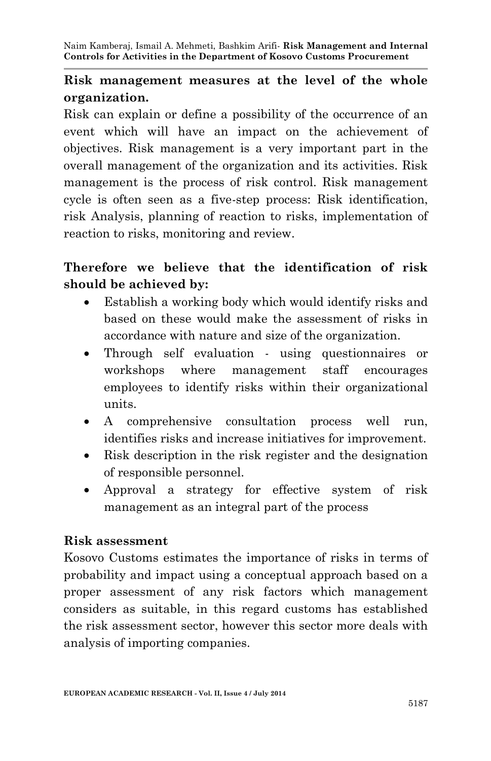**Risk management measures at the level of the whole organization.**

Risk can explain or define a possibility of the occurrence of an event which will have an impact on the achievement of objectives. Risk management is a very important part in the overall management of the organization and its activities. Risk management is the process of risk control. Risk management cycle is often seen as a five-step process: Risk identification, risk Analysis, planning of reaction to risks, implementation of reaction to risks, monitoring and review.

**Therefore we believe that the identification of risk should be achieved by:**

- Establish a working body which would identify risks and based on these would make the assessment of risks in accordance with nature and size of the organization.
- Through self evaluation - using questionnaires or workshops where management staff encourages employees to identify risks within their organizational units.
- A comprehensive consultation process well run, identifies risks and increase initiatives for improvement.
- Risk description in the risk register and the designation of responsible personnel.
- Approval a strategy for effective system of risk management as an integral part of the process

**Risk assessment**

Kosovo Customs estimates the importance of risks in terms of probability and impact using a conceptual approach based on a proper assessment of any risk factors which management considers as suitable, in this regard customs has established the risk assessment sector, however this sector more deals with analysis of importing companies.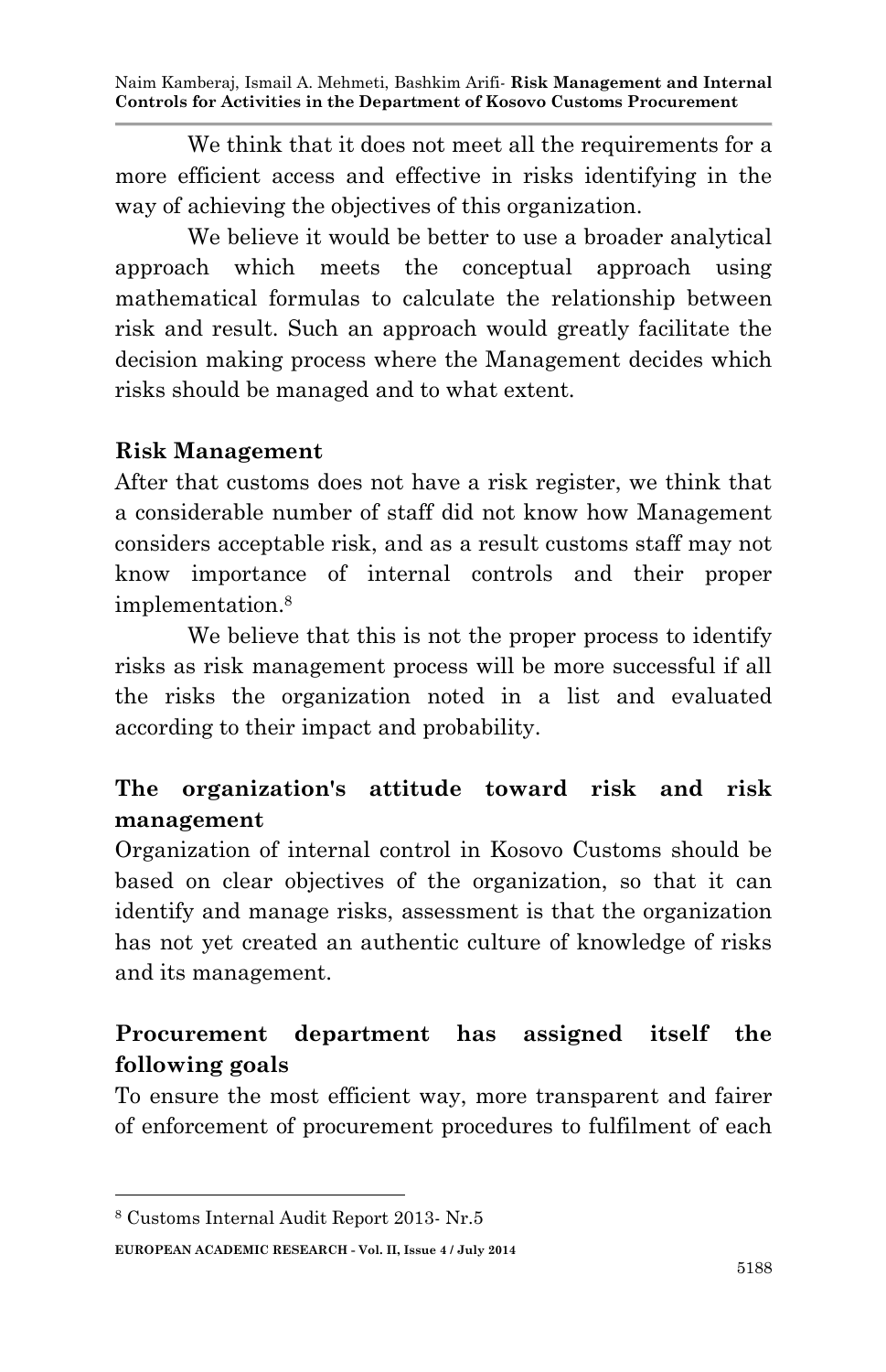We think that it does not meet all the requirements for a more efficient access and effective in risks identifying in the way of achieving the objectives of this organization.

We believe it would be better to use a broader analytical approach which meets the conceptual approach using mathematical formulas to calculate the relationship between risk and result. Such an approach would greatly facilitate the decision making process where the Management decides which risks should be managed and to what extent.

## Risk Management

After that customs does not have a risk register, we think that a considerable number of staff did not know how Management considers acceptable risk, and as a result customs staff may not know importance of internal controls and their proper implementation.[8]

We believe that this is not the proper process to identify risks as risk management process will be more successful if all the risks the organization noted in a list and evaluated according to their impact and probability.

## The organization's attitude toward risk and risk management

Organization of internal control in Kosovo Customs should be based on clear objectives of the organization, so that it can identify and manage risks, assessment is that the organization has not yet created an authentic culture of knowledge of risks and its management.

## Procurement department has assigned itself the following goals

To ensure the most efficient way, more transparent and fairer of enforcement of procurement procedures to fulfilment of each

---

[8] Customs Internal Audit Report 2013- Nr.5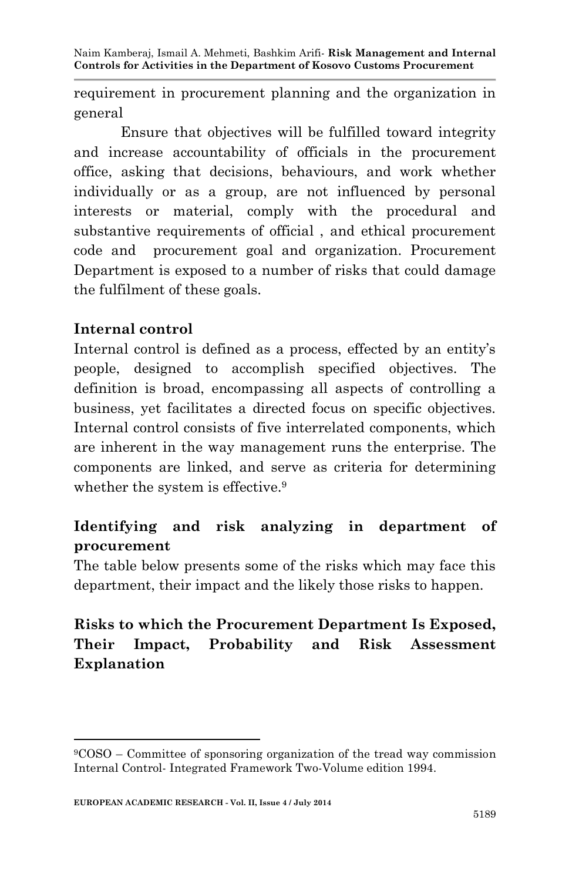requirement in procurement planning and the organization in general

Ensure that objectives will be fulfilled toward integrity and increase accountability of officials in the procurement office, asking that decisions, behaviours, and work whether individually or as a group, are not influenced by personal interests or material, comply with the procedural and substantive requirements of official , and ethical procurement code and procurement goal and organization. Procurement Department is exposed to a number of risks that could damage the fulfilment of these goals.

## Internal control

Internal control is defined as a process, effected by an entity's people, designed to accomplish specified objectives. The definition is broad, encompassing all aspects of controlling a business, yet facilitates a directed focus on specific objectives. Internal control consists of five interrelated components, which are inherent in the way management runs the enterprise. The components are linked, and serve as criteria for determining whether the system is effective.[9]

## Identifying and risk analyzing in department of procurement

The table below presents some of the risks which may face this department, their impact and the likely those risks to happen.

## Risks to which the Procurement Department Is Exposed, Their Impact, Probability and Risk Assessment Explanation

---

[9]COSO – Committee of sponsoring organization of the tread way commission Internal Control- Integrated Framework Two-Volume edition 1994.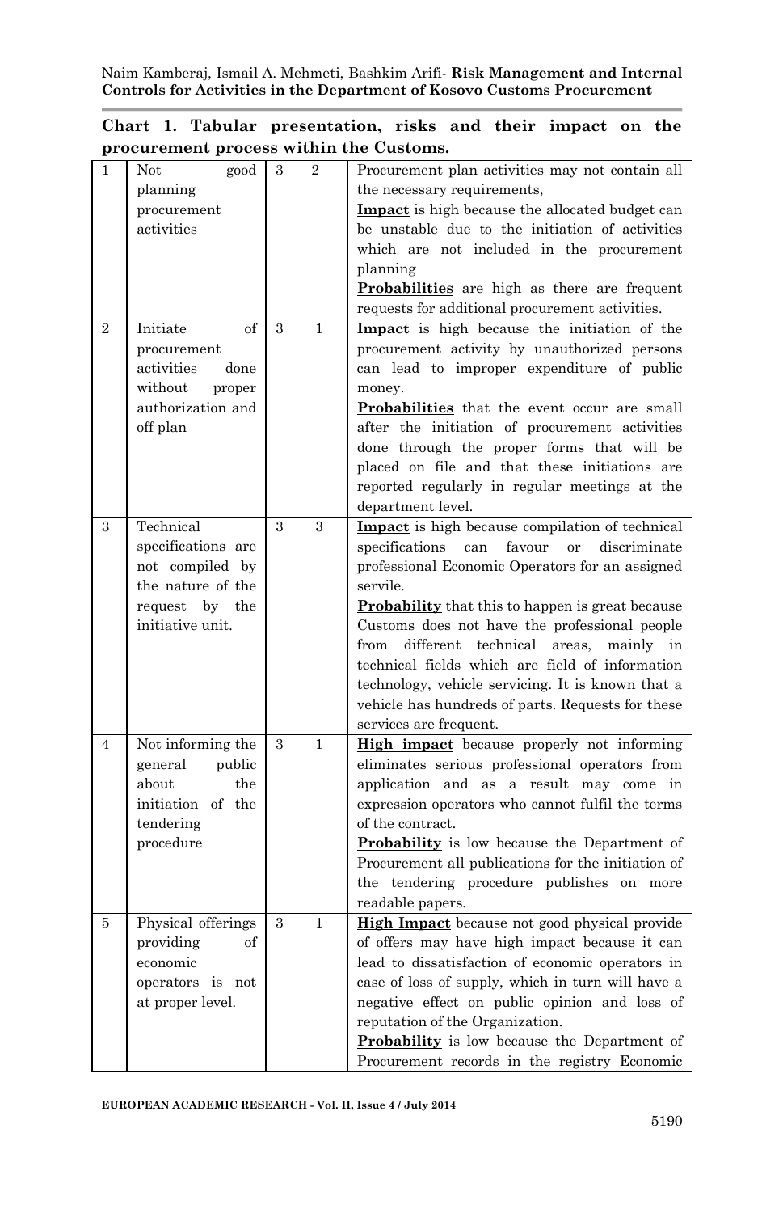**Chart 1. Tabular presentation, risks and their impact on the procurement process within the Customs.**

| | | | | |
|---|---|---|---|---|
| 1 | Not good planning procurement activities | 3 | 2 | Procurement plan activities may not contain all the necessary requirements, <br>**<u>Impact</u>** is high because the allocated budget can be unstable due to the initiation of activities which are not included in the procurement planning <br>**<u>Probabilities</u>** are high as there are frequent requests for additional procurement activities. |
| 2 | Initiate of procurement activities done without proper authorization and off plan | 3 | 1 | **<u>Impact</u>** is high because the initiation of the procurement activity by unauthorized persons can lead to improper expenditure of public money. <br>**<u>Probabilities</u>** that the event occur are small after the initiation of procurement activities done through the proper forms that will be placed on file and that these initiations are reported regularly in regular meetings at the department level. |
| 3 | Technical specifications are not compiled by the nature of the request by the initiative unit. | 3 | 3 | **<u>Impact</u>** is high because compilation of technical specifications can favour or discriminate professional Economic Operators for an assigned servile. <br>**<u>Probability</u>** that this to happen is great because Customs does not have the professional people from different technical areas, mainly in technical fields which are field of information technology, vehicle servicing. It is known that a vehicle has hundreds of parts. Requests for these services are frequent. |
| 4 | Not informing the general public about the initiation of the tendering procedure | 3 | 1 | **<u>High impact</u>** because properly not informing eliminates serious professional operators from application and as a result may come in expression operators who cannot fulfil the terms of the contract. <br>**<u>Probability</u>** is low because the Department of Procurement all publications for the initiation of the tendering procedure publishes on more readable papers. |
| 5 | Physical offerings providing of economic operators is not at proper level. | 3 | 1 | **<u>High Impact</u>** because not good physical provide of offers may have high impact because it can lead to dissatisfaction of economic operators in case of loss of supply, which in turn will have a negative effect on public opinion and loss of reputation of the Organization. <br>**<u>Probability</u>** is low because the Department of Procurement records in the registry Economic |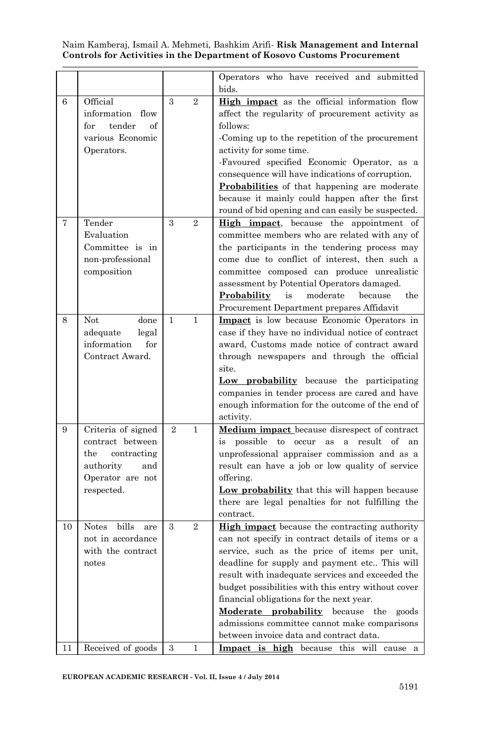|  |  |  |  | Operators who have received and submitted bids. |
|---|---|---|---|---|
| 6 | Official information flow for tender of various Economic Operators. | 3 | 2 | **High impact** as the official information flow affect the regularity of procurement activity as follows:<br>-Coming up to the repetition of the procurement activity for some time.<br>-Favoured specified Economic Operator, as a consequence will have indications of corruption.<br>**Probabilities** of that happening are moderate because it mainly could happen after the first round of bid opening and can easily be suspected. |
| 7 | Tender Evaluation Committee is in non-professional composition | 3 | 2 | **High impact**, because the appointment of committee members who are related with any of the participants in the tendering process may come due to conflict of interest, then such a committee composed can produce unrealistic assessment by Potential Operators damaged.<br>**Probability** is moderate because the Procurement Department prepares Affidavit |
| 8 | Not done adequate legal information for Contract Award. | 1 | 1 | **Impact** is low because Economic Operators in case if they have no individual notice of contract award, Customs made notice of contract award through newspapers and through the official site.<br>**Low probability** because the participating companies in tender process are cared and have enough information for the outcome of the end of activity. |
| 9 | Criteria of signed contract between the contracting authority and Operator are not respected. | 2 | 1 | **Medium impact** because disrespect of contract is possible to occur as a result of an unprofessional appraiser commission and as a result can have a job or low quality of service offering.<br>**Low probability** that this will happen because there are legal penalties for not fulfilling the contract. |
| 10 | Notes bills are not in accordance with the contract notes | 3 | 2 | **High impact** because the contracting authority can not specify in contract details of items or a service, such as the price of items per unit, deadline for supply and payment etc.. This will result with inadequate services and exceeded the budget possibilities with this entry without cover financial obligations for the next year.<br>**Moderate probability** because the goods admissions committee cannot make comparisons between invoice data and contract data. |
| 11 | Received of goods | 3 | 1 | **Impact is high** because this will cause a |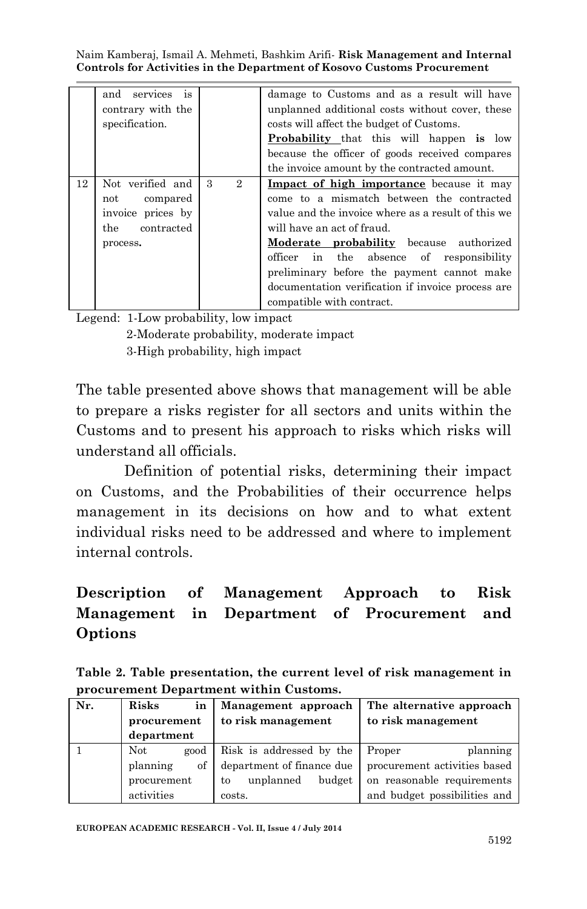|  | and services is contrary with the specification. |  |  | damage to Customs and as a result will have unplanned additional costs without cover, these costs will affect the budget of Customs. **Probability** that this will happen **is** low because the officer of goods received compares the invoice amount by the contracted amount. |
|---|---|---|---|---|
| 12 | Not verified and not compared invoice prices by the contracted process**.** | 3 | 2 | **Impact of high importance** because it may come to a mismatch between the contracted value and the invoice where as a result of this we will have an act of fraud. **Moderate probability** because authorized officer in the absence of responsibility preliminary before the payment cannot make documentation verification if invoice process are compatible with contract. |

Legend: 1-Low probability, low impact
2-Moderate probability, moderate impact
3-High probability, high impact

The table presented above shows that management will be able to prepare a risks register for all sectors and units within the Customs and to present his approach to risks which risks will understand all officials.

Definition of potential risks, determining their impact on Customs, and the Probabilities of their occurrence helps management in its decisions on how and to what extent individual risks need to be addressed and where to implement internal controls.

## Description of Management Approach to Risk Management in Department of Procurement and Options

**Table 2. Table presentation, the current level of risk management in procurement Department within Customs.**

| Nr. | Risks in procurement department | Management approach to risk management | The alternative approach to risk management |
|---|---|---|---|
| 1 | Not good planning of procurement activities | Risk is addressed by the department of finance due to unplanned budget costs. | Proper planning procurement activities based on reasonable requirements and budget possibilities and |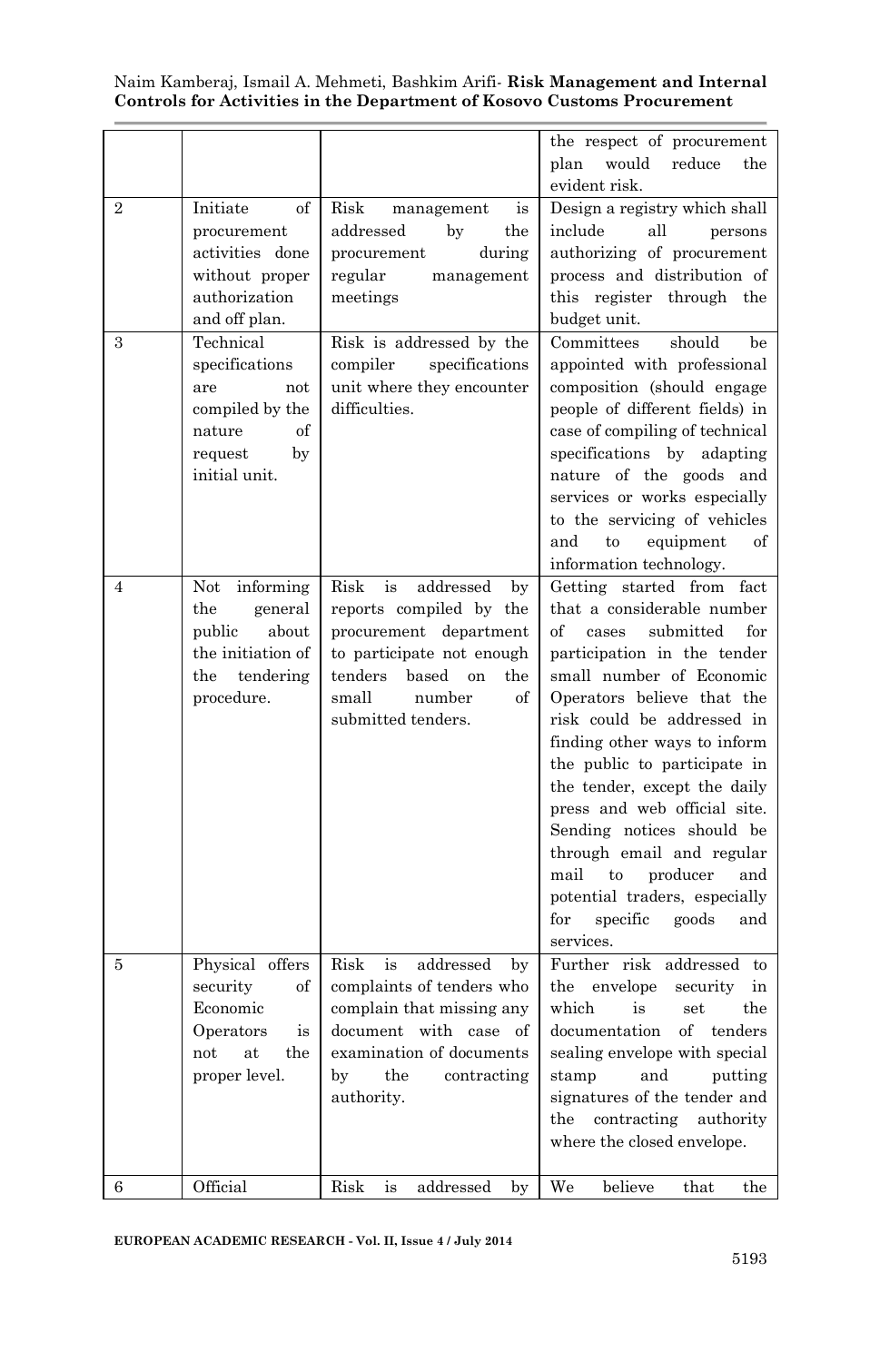| | | | the respect of procurement plan would reduce the evident risk. |
|---|---|---|---|
| 2 | Initiate of procurement activities done without proper authorization and off plan. | Risk management is addressed by the procurement during regular management meetings | Design a registry which shall include all persons authorizing of procurement process and distribution of this register through the budget unit. |
| 3 | Technical specifications are not compiled by the nature of request by initial unit. | Risk is addressed by the compiler specifications unit where they encounter difficulties. | Committees should be appointed with professional composition (should engage people of different fields) in case of compiling of technical specifications by adapting nature of the goods and services or works especially to the servicing of vehicles and to equipment of information technology. |
| 4 | Not informing the general public about the initiation of the tendering procedure. | Risk is addressed by reports compiled by the procurement department to participate not enough tenders based on the small number of submitted tenders. | Getting started from fact that a considerable number of cases submitted for participation in the tender small number of Economic Operators believe that the risk could be addressed in finding other ways to inform the public to participate in the tender, except the daily press and web official site. Sending notices should be through email and regular mail to producer and potential traders, especially for specific goods and services. |
| 5 | Physical offers security of Economic Operators is not at the proper level. | Risk is addressed by complaints of tenders who complain that missing any document with case of examination of documents by the contracting authority. | Further risk addressed to the envelope security in which is set the documentation of tenders sealing envelope with special stamp and putting signatures of the tender and the contracting authority where the closed envelope. |
| 6 | Official | Risk is addressed by | We believe that the |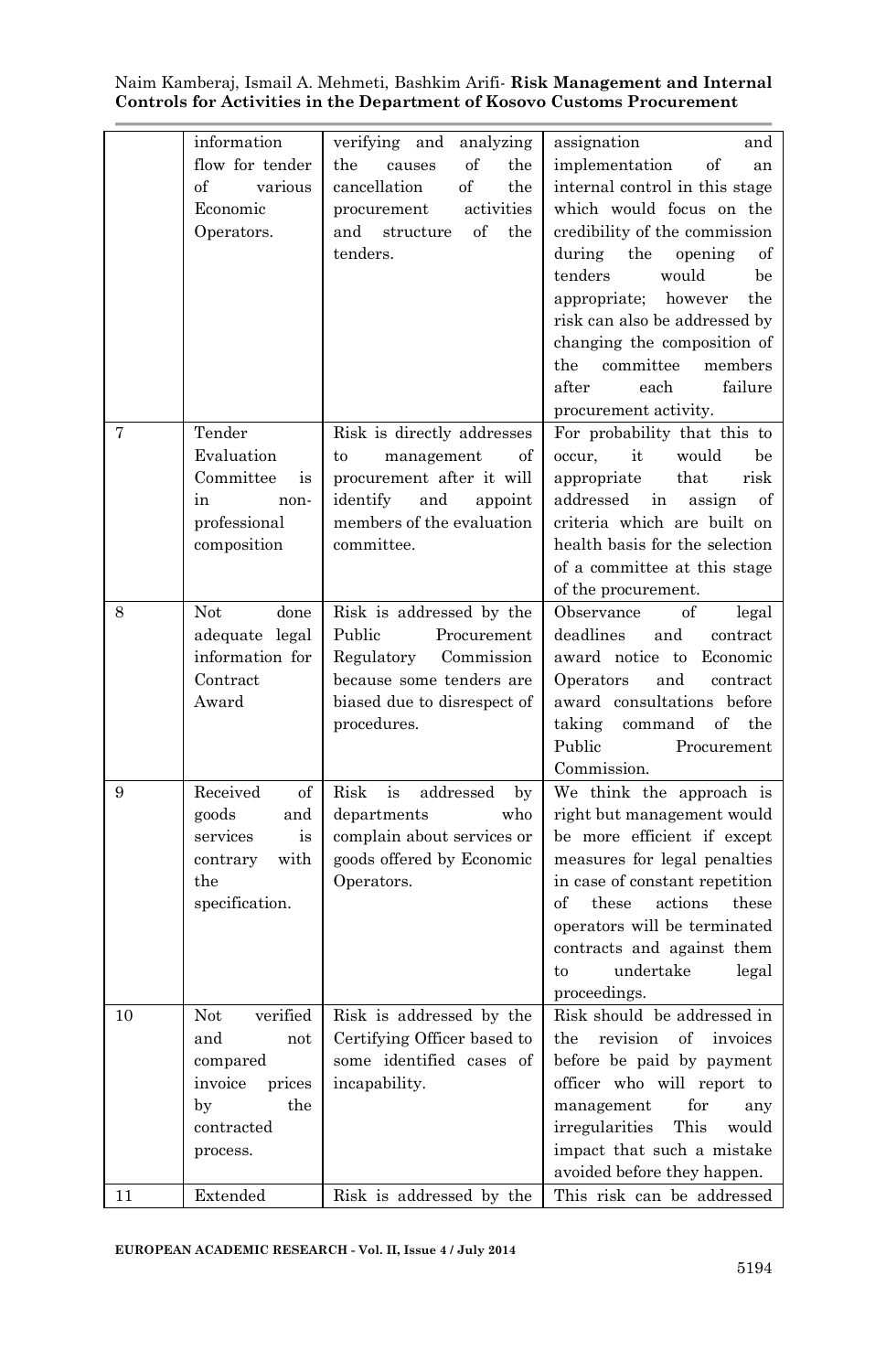|  | information flow for tender of various Economic Operators. | verifying and analyzing the causes of the cancellation of the procurement activities and structure of the tenders. | assignation and implementation of an internal control in this stage which would focus on the credibility of the commission during the opening of tenders would be appropriate; however the risk can also be addressed by changing the composition of the committee members after each failure procurement activity. |
|---|---|---|---|
| 7 | Tender Evaluation Committee is in non-professional composition | Risk is directly addresses to management of procurement after it will identify and appoint members of the evaluation committee. | For probability that this to occur, it would be appropriate that risk addressed in assign of criteria which are built on health basis for the selection of a committee at this stage of the procurement. |
| 8 | Not done adequate legal information for Contract Award | Risk is addressed by the Public Procurement Regulatory Commission because some tenders are biased due to disrespect of procedures. | Observance of legal deadlines and contract award notice to Economic Operators and contract award consultations before taking command of the Public Procurement Commission. |
| 9 | Received of goods and services is contrary with the specification. | Risk is addressed by departments who complain about services or goods offered by Economic Operators. | We think the approach is right but management would be more efficient if except measures for legal penalties in case of constant repetition of these actions these operators will be terminated contracts and against them to undertake legal proceedings. |
| 10 | Not verified and not compared invoice prices by the contracted process. | Risk is addressed by the Certifying Officer based to some identified cases of incapability. | Risk should be addressed in the revision of invoices before be paid by payment officer who will report to management for any irregularities This would impact that such a mistake avoided before they happen. |
| 11 | Extended | Risk is addressed by the | This risk can be addressed |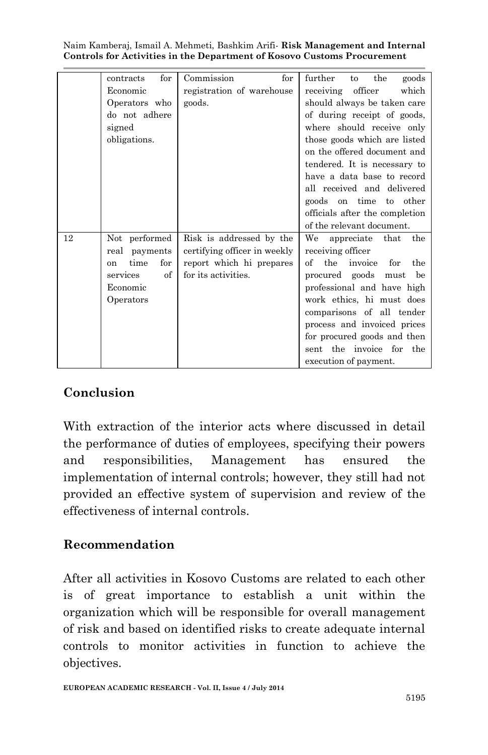| | | | |
|---|---|---|---|
| | contracts for Economic Operators who do not adhere signed obligations. | Commission for registration of warehouse goods. | further to the goods receiving officer which should always be taken care of during receipt of goods, where should receive only those goods which are listed on the offered document and tendered. It is necessary to have a data base to record all received and delivered goods on time to other officials after the completion of the relevant document. |
| 12 | Not performed real payments on time for services of Economic Operators | Risk is addressed by the certifying officer in weekly report which hi prepares for its activities. | We appreciate that the receiving officer of the invoice for the procured goods must be professional and have high work ethics, hi must does comparisons of all tender process and invoiced prices for procured goods and then sent the invoice for the execution of payment. |

## Conclusion

With extraction of the interior acts where discussed in detail the performance of duties of employees, specifying their powers and responsibilities, Management has ensured the implementation of internal controls; however, they still had not provided an effective system of supervision and review of the effectiveness of internal controls.

## Recommendation

After all activities in Kosovo Customs are related to each other is of great importance to establish a unit within the organization which will be responsible for overall management of risk and based on identified risks to create adequate internal controls to monitor activities in function to achieve the objectives.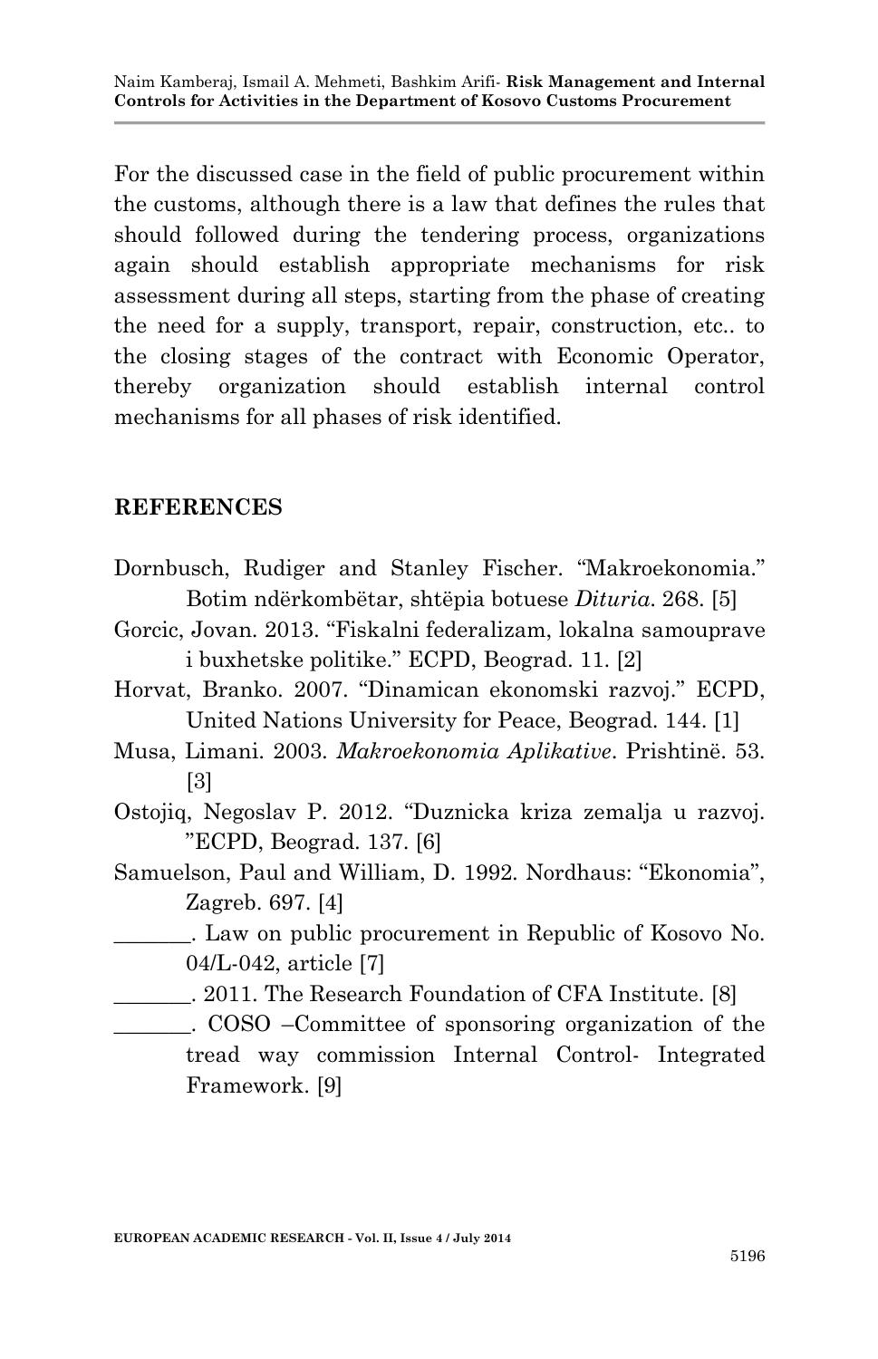For the discussed case in the field of public procurement within the customs, although there is a law that defines the rules that should followed during the tendering process, organizations again should establish appropriate mechanisms for risk assessment during all steps, starting from the phase of creating the need for a supply, transport, repair, construction, etc.. to the closing stages of the contract with Economic Operator, thereby organization should establish internal control mechanisms for all phases of risk identified.

## REFERENCES

Dornbusch, Rudiger and Stanley Fischer. "Makroekonomia." Botim ndërkombëtar, shtëpia botuese *Dituria*. 268. [5]

Gorcic, Jovan. 2013. "Fiskalni federalizam, lokalna samouprave i buxhetske politike." ECPD, Beograd. 11. [2]

Horvat, Branko. 2007. "Dinamican ekonomski razvoj." ECPD, United Nations University for Peace, Beograd. 144. [1]

Musa, Limani. 2003. *Makroekonomia Aplikative*. Prishtinë. 53. [3]

Ostojiq, Negoslav P. 2012. "Duznicka kriza zemalja u razvoj. "ECPD, Beograd. 137. [6]

Samuelson, Paul and William, D. 1992. Nordhaus: "Ekonomia", Zagreb. 697. [4]

_______. Law on public procurement in Republic of Kosovo No. 04/L-042, article [7]

_______. 2011. The Research Foundation of CFA Institute. [8]

_______. COSO –Committee of sponsoring organization of the tread way commission Internal Control- Integrated Framework. [9]